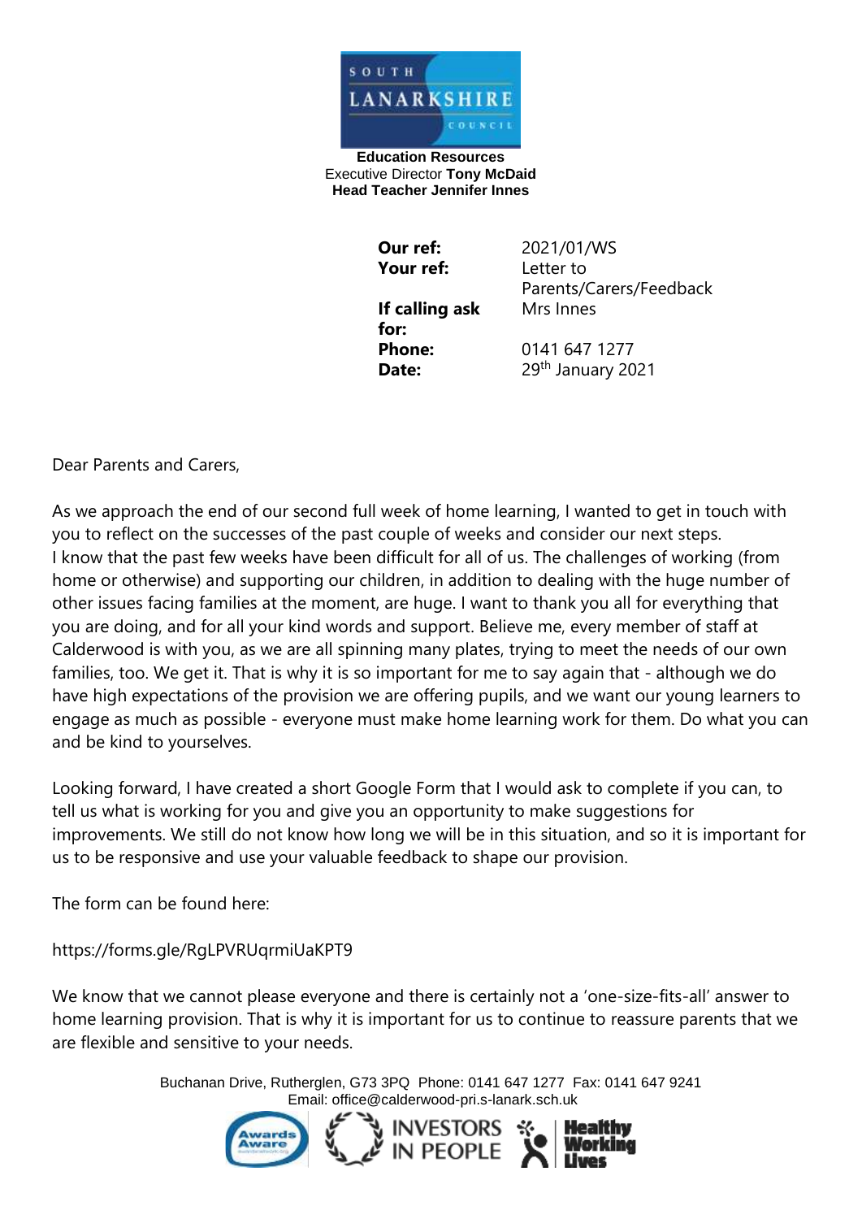**Education Resources**
Executive Director **Tony McDaid**
**Head Teacher Jennifer Innes**

| | |
|---|---|
| **Our ref:** | 2021/01/WS |
| **Your ref:** | Letter to Parents/Carers/Feedback |
| **If calling ask for:** | Mrs Innes |
| **Phone:** | 0141 647 1277 |
| **Date:** | 29th January 2021 |

Dear Parents and Carers,

As we approach the end of our second full week of home learning, I wanted to get in touch with you to reflect on the successes of the past couple of weeks and consider our next steps. I know that the past few weeks have been difficult for all of us. The challenges of working (from home or otherwise) and supporting our children, in addition to dealing with the huge number of other issues facing families at the moment, are huge. I want to thank you all for everything that you are doing, and for all your kind words and support. Believe me, every member of staff at Calderwood is with you, as we are all spinning many plates, trying to meet the needs of our own families, too. We get it. That is why it is so important for me to say again that - although we do have high expectations of the provision we are offering pupils, and we want our young learners to engage as much as possible - everyone must make home learning work for them. Do what you can and be kind to yourselves.

Looking forward, I have created a short Google Form that I would ask to complete if you can, to tell us what is working for you and give you an opportunity to make suggestions for improvements. We still do not know how long we will be in this situation, and so it is important for us to be responsive and use your valuable feedback to shape our provision.

The form can be found here:

https://forms.gle/RgLPVRUqrmiUaKPT9

We know that we cannot please everyone and there is certainly not a 'one-size-fits-all' answer to home learning provision. That is why it is important for us to continue to reassure parents that we are flexible and sensitive to your needs.

Buchanan Drive, Rutherglen, G73 3PQ Phone: 0141 647 1277 Fax: 0141 647 9241
Email: office@calderwood-pri.s-lanark.sch.uk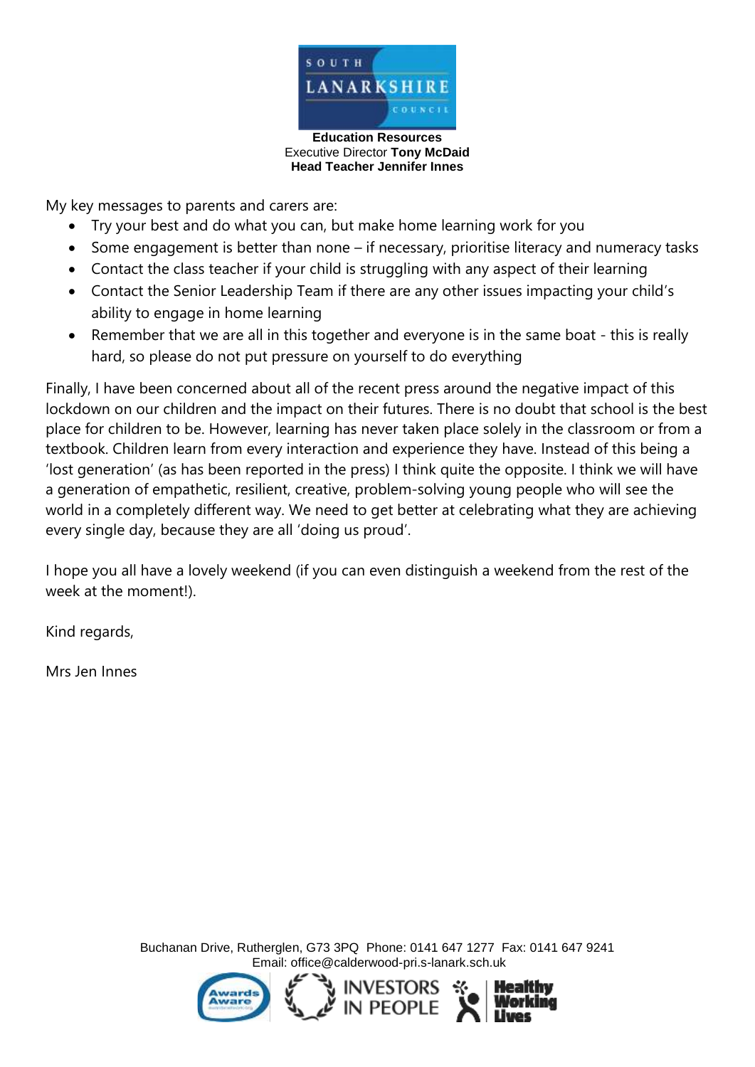**Education Resources**
Executive Director **Tony McDaid**
**Head Teacher Jennifer Innes**

My key messages to parents and carers are:

- Try your best and do what you can, but make home learning work for you
- Some engagement is better than none – if necessary, prioritise literacy and numeracy tasks
- Contact the class teacher if your child is struggling with any aspect of their learning
- Contact the Senior Leadership Team if there are any other issues impacting your child's ability to engage in home learning
- Remember that we are all in this together and everyone is in the same boat - this is really hard, so please do not put pressure on yourself to do everything

Finally, I have been concerned about all of the recent press around the negative impact of this lockdown on our children and the impact on their futures. There is no doubt that school is the best place for children to be. However, learning has never taken place solely in the classroom or from a textbook. Children learn from every interaction and experience they have. Instead of this being a 'lost generation' (as has been reported in the press) I think quite the opposite. I think we will have a generation of empathetic, resilient, creative, problem-solving young people who will see the world in a completely different way. We need to get better at celebrating what they are achieving every single day, because they are all 'doing us proud'.

I hope you all have a lovely weekend (if you can even distinguish a weekend from the rest of the week at the moment!).

Kind regards,

Mrs Jen Innes

Buchanan Drive, Rutherglen, G73 3PQ Phone: 0141 647 1277 Fax: 0141 647 9241
Email: office@calderwood-pri.s-lanark.sch.uk